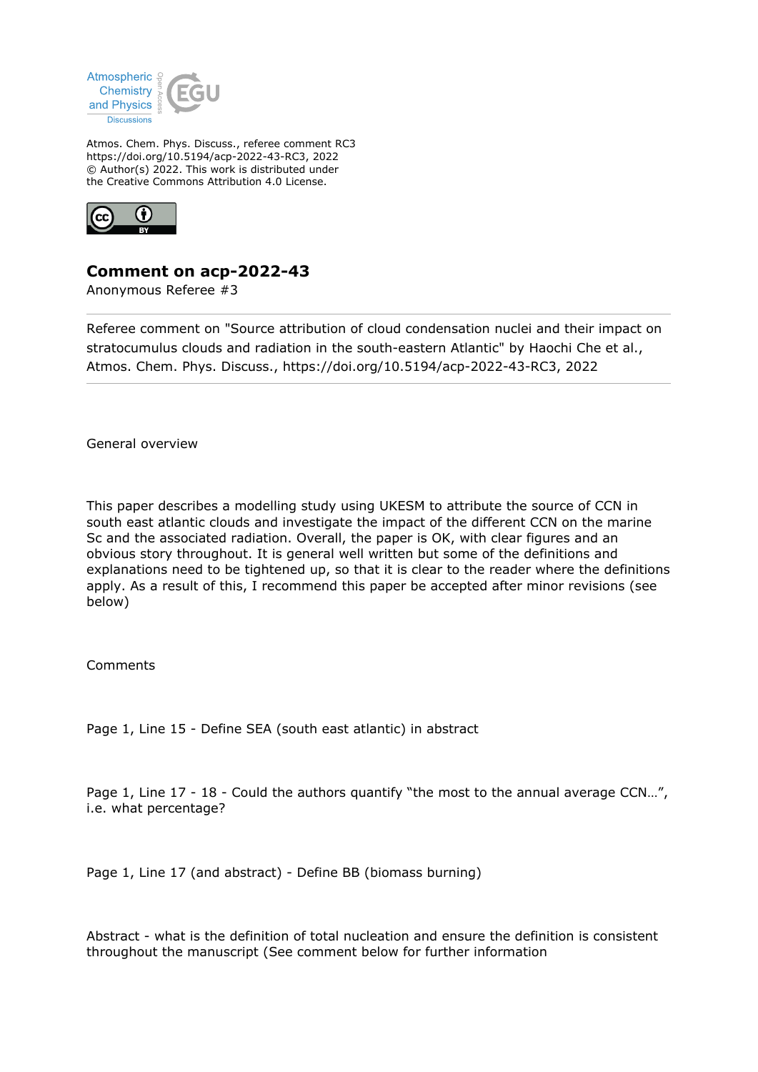Atmos. Chem. Phys. Discuss., referee comment RC3
https://doi.org/10.5194/acp-2022-43-RC3, 2022
© Author(s) 2022. This work is distributed under
the Creative Commons Attribution 4.0 License.

# Comment on acp-2022-43

Anonymous Referee #3

---

Referee comment on "Source attribution of cloud condensation nuclei and their impact on stratocumulus clouds and radiation in the south-eastern Atlantic" by Haochi Che et al., Atmos. Chem. Phys. Discuss., https://doi.org/10.5194/acp-2022-43-RC3, 2022

---

General overview

This paper describes a modelling study using UKESM to attribute the source of CCN in south east atlantic clouds and investigate the impact of the different CCN on the marine Sc and the associated radiation. Overall, the paper is OK, with clear figures and an obvious story throughout. It is general well written but some of the definitions and explanations need to be tightened up, so that it is clear to the reader where the definitions apply. As a result of this, I recommend this paper be accepted after minor revisions (see below)

Comments

Page 1, Line 15 - Define SEA (south east atlantic) in abstract

Page 1, Line 17 - 18 - Could the authors quantify "the most to the annual average CCN…", i.e. what percentage?

Page 1, Line 17 (and abstract) - Define BB (biomass burning)

Abstract - what is the definition of total nucleation and ensure the definition is consistent throughout the manuscript (See comment below for further information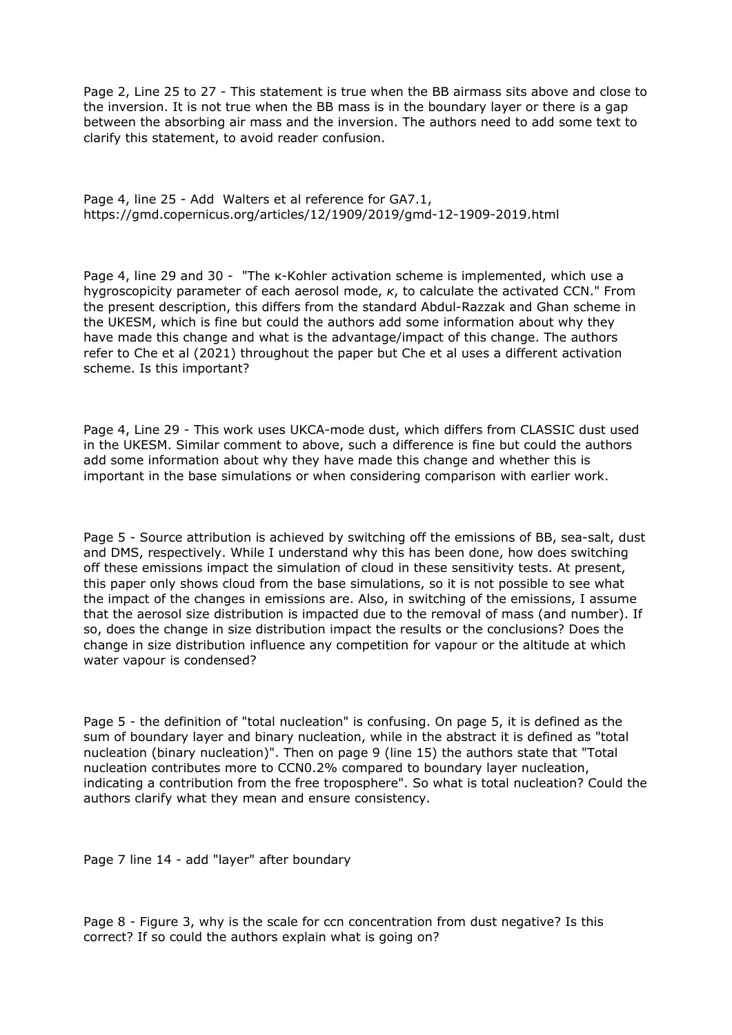Page 2, Line 25 to 27 - This statement is true when the BB airmass sits above and close to the inversion. It is not true when the BB mass is in the boundary layer or there is a gap between the absorbing air mass and the inversion. The authors need to add some text to clarify this statement, to avoid reader confusion.

Page 4, line 25 - Add Walters et al reference for GA7.1, https://gmd.copernicus.org/articles/12/1909/2019/gmd-12-1909-2019.html

Page 4, line 29 and 30 - "The κ-Kohler activation scheme is implemented, which use a hygroscopicity parameter of each aerosol mode, $\kappa$, to calculate the activated CCN." From the present description, this differs from the standard Abdul-Razzak and Ghan scheme in the UKESM, which is fine but could the authors add some information about why they have made this change and what is the advantage/impact of this change. The authors refer to Che et al (2021) throughout the paper but Che et al uses a different activation scheme. Is this important?

Page 4, Line 29 - This work uses UKCA-mode dust, which differs from CLASSIC dust used in the UKESM. Similar comment to above, such a difference is fine but could the authors add some information about why they have made this change and whether this is important in the base simulations or when considering comparison with earlier work.

Page 5 - Source attribution is achieved by switching off the emissions of BB, sea-salt, dust and DMS, respectively. While I understand why this has been done, how does switching off these emissions impact the simulation of cloud in these sensitivity tests. At present, this paper only shows cloud from the base simulations, so it is not possible to see what the impact of the changes in emissions are. Also, in switching of the emissions, I assume that the aerosol size distribution is impacted due to the removal of mass (and number). If so, does the change in size distribution impact the results or the conclusions? Does the change in size distribution influence any competition for vapour or the altitude at which water vapour is condensed?

Page 5 - the definition of "total nucleation" is confusing. On page 5, it is defined as the sum of boundary layer and binary nucleation, while in the abstract it is defined as "total nucleation (binary nucleation)". Then on page 9 (line 15) the authors state that "Total nucleation contributes more to CCN0.2% compared to boundary layer nucleation, indicating a contribution from the free troposphere". So what is total nucleation? Could the authors clarify what they mean and ensure consistency.

Page 7 line 14 - add "layer" after boundary

Page 8 - Figure 3, why is the scale for ccn concentration from dust negative? Is this correct? If so could the authors explain what is going on?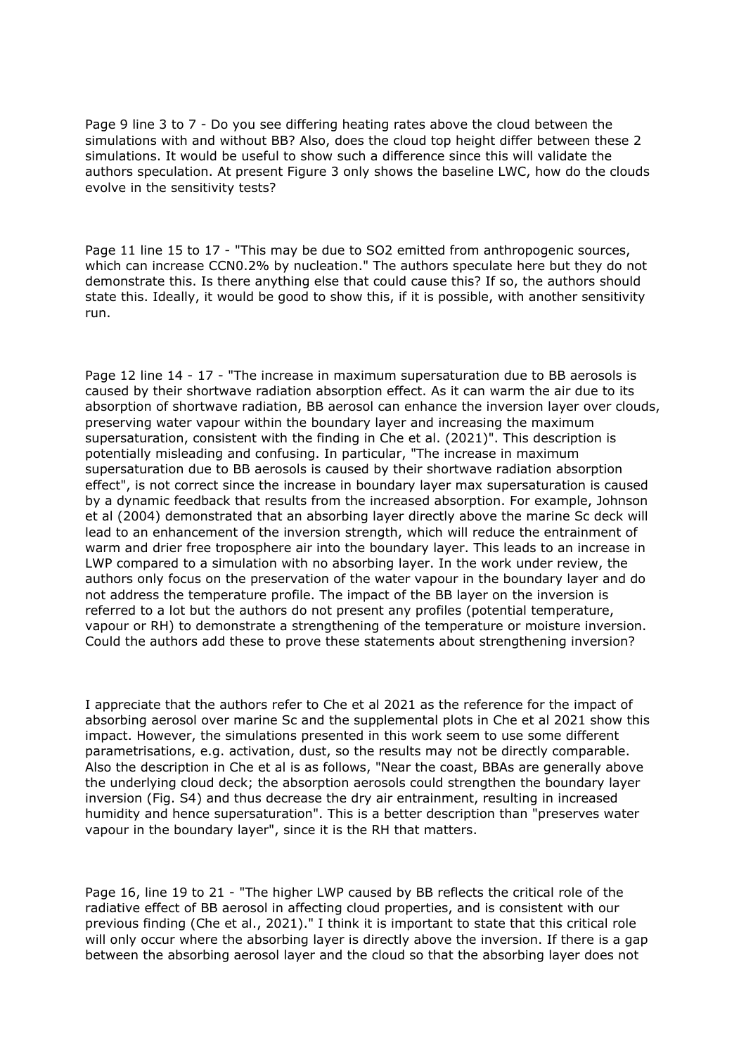Page 9 line 3 to 7 - Do you see differing heating rates above the cloud between the simulations with and without BB? Also, does the cloud top height differ between these 2 simulations. It would be useful to show such a difference since this will validate the authors speculation. At present Figure 3 only shows the baseline LWC, how do the clouds evolve in the sensitivity tests?

Page 11 line 15 to 17 - "This may be due to $SO_2$ emitted from anthropogenic sources, which can increase CCN0.2% by nucleation." The authors speculate here but they do not demonstrate this. Is there anything else that could cause this? If so, the authors should state this. Ideally, it would be good to show this, if it is possible, with another sensitivity run.

Page 12 line 14 - 17 - "The increase in maximum supersaturation due to BB aerosols is caused by their shortwave radiation absorption effect. As it can warm the air due to its absorption of shortwave radiation, BB aerosol can enhance the inversion layer over clouds, preserving water vapour within the boundary layer and increasing the maximum supersaturation, consistent with the finding in Che et al. (2021)". This description is potentially misleading and confusing. In particular, "The increase in maximum supersaturation due to BB aerosols is caused by their shortwave radiation absorption effect", is not correct since the increase in boundary layer max supersaturation is caused by a dynamic feedback that results from the increased absorption. For example, Johnson et al (2004) demonstrated that an absorbing layer directly above the marine Sc deck will lead to an enhancement of the inversion strength, which will reduce the entrainment of warm and drier free troposphere air into the boundary layer. This leads to an increase in LWP compared to a simulation with no absorbing layer. In the work under review, the authors only focus on the preservation of the water vapour in the boundary layer and do not address the temperature profile. The impact of the BB layer on the inversion is referred to a lot but the authors do not present any profiles (potential temperature, vapour or RH) to demonstrate a strengthening of the temperature or moisture inversion. Could the authors add these to prove these statements about strengthening inversion?

I appreciate that the authors refer to Che et al 2021 as the reference for the impact of absorbing aerosol over marine Sc and the supplemental plots in Che et al 2021 show this impact. However, the simulations presented in this work seem to use some different parametrisations, e.g. activation, dust, so the results may not be directly comparable. Also the description in Che et al is as follows, "Near the coast, BBAs are generally above the underlying cloud deck; the absorption aerosols could strengthen the boundary layer inversion (Fig. S4) and thus decrease the dry air entrainment, resulting in increased humidity and hence supersaturation". This is a better description than "preserves water vapour in the boundary layer", since it is the RH that matters.

Page 16, line 19 to 21 - "The higher LWP caused by BB reflects the critical role of the radiative effect of BB aerosol in affecting cloud properties, and is consistent with our previous finding (Che et al., 2021)." I think it is important to state that this critical role will only occur where the absorbing layer is directly above the inversion. If there is a gap between the absorbing aerosol layer and the cloud so that the absorbing layer does not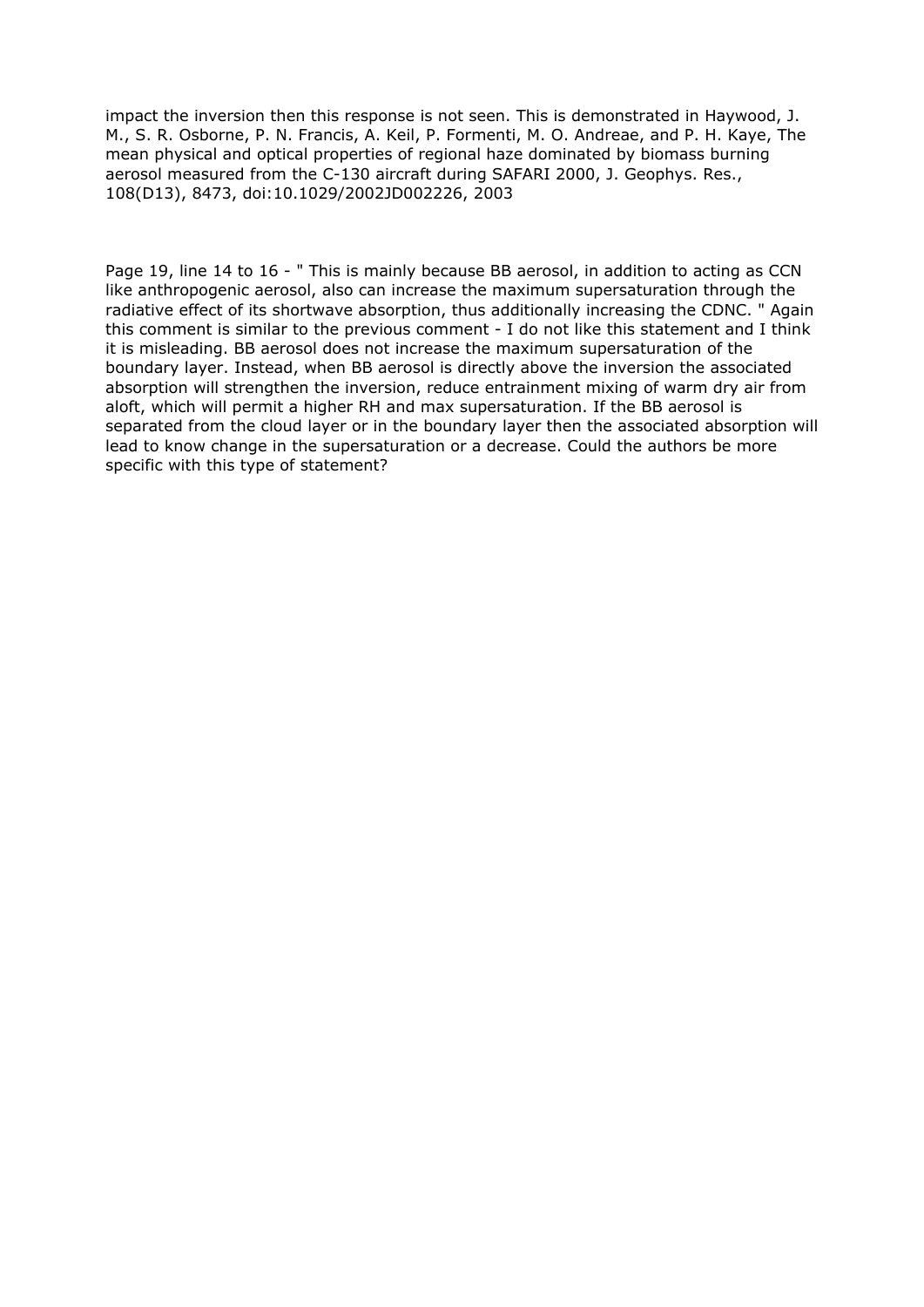impact the inversion then this response is not seen. This is demonstrated in Haywood, J. M., S. R. Osborne, P. N. Francis, A. Keil, P. Formenti, M. O. Andreae, and P. H. Kaye, The mean physical and optical properties of regional haze dominated by biomass burning aerosol measured from the C-130 aircraft during SAFARI 2000, J. Geophys. Res., 108(D13), 8473, doi:10.1029/2002JD002226, 2003

Page 19, line 14 to 16 - " This is mainly because BB aerosol, in addition to acting as CCN like anthropogenic aerosol, also can increase the maximum supersaturation through the radiative effect of its shortwave absorption, thus additionally increasing the CDNC. " Again this comment is similar to the previous comment - I do not like this statement and I think it is misleading. BB aerosol does not increase the maximum supersaturation of the boundary layer. Instead, when BB aerosol is directly above the inversion the associated absorption will strengthen the inversion, reduce entrainment mixing of warm dry air from aloft, which will permit a higher RH and max supersaturation. If the BB aerosol is separated from the cloud layer or in the boundary layer then the associated absorption will lead to know change in the supersaturation or a decrease. Could the authors be more specific with this type of statement?